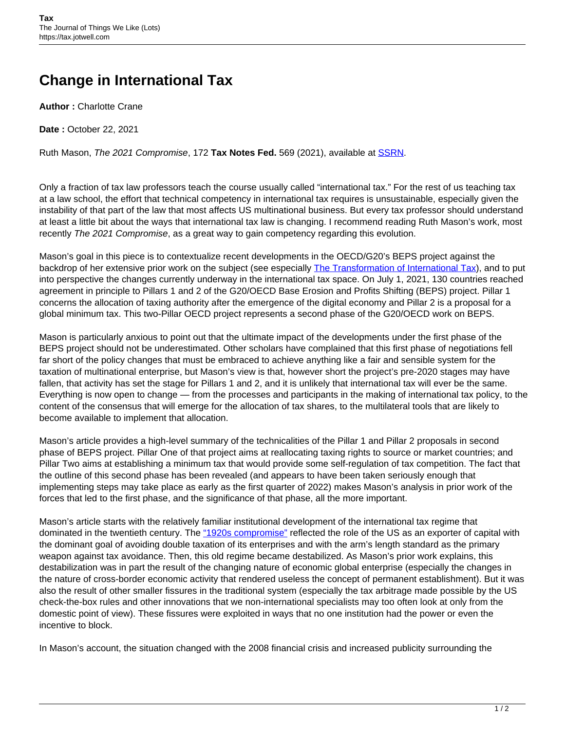# Change in International Tax

**Author :** Charlotte Crane

**Date :** October 22, 2021

Ruth Mason, *The 2021 Compromise*, 172 **Tax Notes Fed.** 569 (2021), available at [SSRN](SSRN).

Only a fraction of tax law professors teach the course usually called "international tax." For the rest of us teaching tax at a law school, the effort that technical competency in international tax requires is unsustainable, especially given the instability of that part of the law that most affects US multinational business. But every tax professor should understand at least a little bit about the ways that international tax law is changing. I recommend reading Ruth Mason's work, most recently *The 2021 Compromise*, as a great way to gain competency regarding this evolution.

Mason's goal in this piece is to contextualize recent developments in the OECD/G20's BEPS project against the backdrop of her extensive prior work on the subject (see especially [The Transformation of International Tax](The Transformation of International Tax)), and to put into perspective the changes currently underway in the international tax space. On July 1, 2021, 130 countries reached agreement in principle to Pillars 1 and 2 of the G20/OECD Base Erosion and Profits Shifting (BEPS) project. Pillar 1 concerns the allocation of taxing authority after the emergence of the digital economy and Pillar 2 is a proposal for a global minimum tax. This two-Pillar OECD project represents a second phase of the G20/OECD work on BEPS.

Mason is particularly anxious to point out that the ultimate impact of the developments under the first phase of the BEPS project should not be underestimated. Other scholars have complained that this first phase of negotiations fell far short of the policy changes that must be embraced to achieve anything like a fair and sensible system for the taxation of multinational enterprise, but Mason's view is that, however short the project's pre-2020 stages may have fallen, that activity has set the stage for Pillars 1 and 2, and it is unlikely that international tax will ever be the same. Everything is now open to change — from the processes and participants in the making of international tax policy, to the content of the consensus that will emerge for the allocation of tax shares, to the multilateral tools that are likely to become available to implement that allocation.

Mason's article provides a high-level summary of the technicalities of the Pillar 1 and Pillar 2 proposals in second phase of BEPS project. Pillar One of that project aims at reallocating taxing rights to source or market countries; and Pillar Two aims at establishing a minimum tax that would provide some self-regulation of tax competition. The fact that the outline of this second phase has been revealed (and appears to have been taken seriously enough that implementing steps may take place as early as the first quarter of 2022) makes Mason's analysis in prior work of the forces that led to the first phase, and the significance of that phase, all the more important.

Mason's article starts with the relatively familiar institutional development of the international tax regime that dominated in the twentieth century. The ["1920s compromise"]("1920s compromise") reflected the role of the US as an exporter of capital with the dominant goal of avoiding double taxation of its enterprises and with the arm's length standard as the primary weapon against tax avoidance. Then, this old regime became destabilized. As Mason's prior work explains, this destabilization was in part the result of the changing nature of economic global enterprise (especially the changes in the nature of cross-border economic activity that rendered useless the concept of permanent establishment). But it was also the result of other smaller fissures in the traditional system (especially the tax arbitrage made possible by the US check-the-box rules and other innovations that we non-international specialists may too often look at only from the domestic point of view). These fissures were exploited in ways that no one institution had the power or even the incentive to block.

In Mason's account, the situation changed with the 2008 financial crisis and increased publicity surrounding the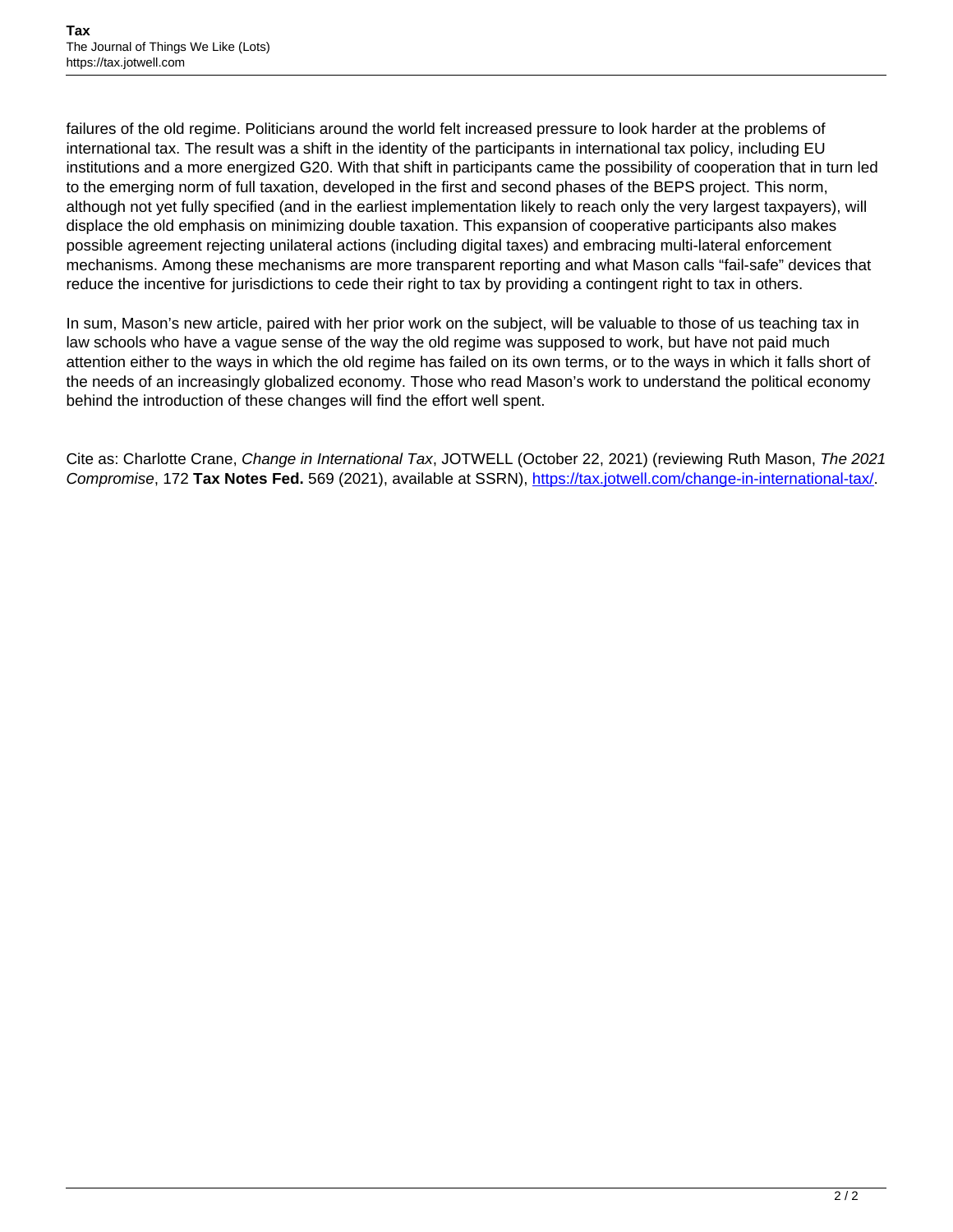failures of the old regime. Politicians around the world felt increased pressure to look harder at the problems of international tax. The result was a shift in the identity of the participants in international tax policy, including EU institutions and a more energized G20. With that shift in participants came the possibility of cooperation that in turn led to the emerging norm of full taxation, developed in the first and second phases of the BEPS project. This norm, although not yet fully specified (and in the earliest implementation likely to reach only the very largest taxpayers), will displace the old emphasis on minimizing double taxation. This expansion of cooperative participants also makes possible agreement rejecting unilateral actions (including digital taxes) and embracing multi-lateral enforcement mechanisms. Among these mechanisms are more transparent reporting and what Mason calls "fail-safe" devices that reduce the incentive for jurisdictions to cede their right to tax by providing a contingent right to tax in others.

In sum, Mason's new article, paired with her prior work on the subject, will be valuable to those of us teaching tax in law schools who have a vague sense of the way the old regime was supposed to work, but have not paid much attention either to the ways in which the old regime has failed on its own terms, or to the ways in which it falls short of the needs of an increasingly globalized economy. Those who read Mason's work to understand the political economy behind the introduction of these changes will find the effort well spent.

Cite as: Charlotte Crane, *Change in International Tax*, JOTWELL (October 22, 2021) (reviewing Ruth Mason, *The 2021 Compromise*, 172 **Tax Notes Fed.** 569 (2021), available at SSRN), [https://tax.jotwell.com/change-in-international-tax/](https://tax.jotwell.com/change-in-international-tax/).